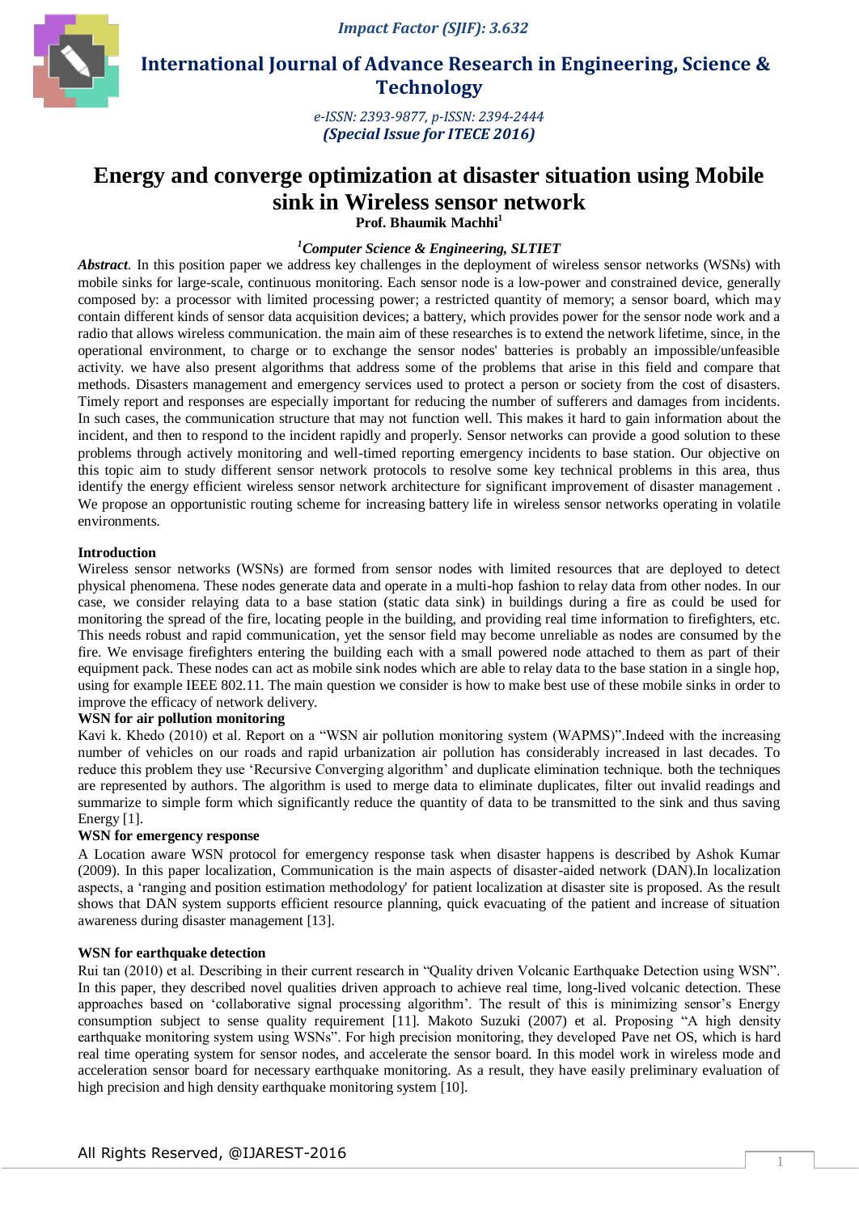# Energy and converge optimization at disaster situation using Mobile sink in Wireless sensor network

**Prof. Bhaumik Machhi**[1]

*[1]Computer Science & Engineering, SLTIET*

***Abstract.*** In this position paper we address key challenges in the deployment of wireless sensor networks (WSNs) with mobile sinks for large-scale, continuous monitoring. Each sensor node is a low-power and constrained device, generally composed by: a processor with limited processing power; a restricted quantity of memory; a sensor board, which may contain different kinds of sensor data acquisition devices; a battery, which provides power for the sensor node work and a radio that allows wireless communication. the main aim of these researches is to extend the network lifetime, since, in the operational environment, to charge or to exchange the sensor nodes' batteries is probably an impossible/unfeasible activity. we have also present algorithms that address some of the problems that arise in this field and compare that methods. Disasters management and emergency services used to protect a person or society from the cost of disasters. Timely report and responses are especially important for reducing the number of sufferers and damages from incidents. In such cases, the communication structure that may not function well. This makes it hard to gain information about the incident, and then to respond to the incident rapidly and properly. Sensor networks can provide a good solution to these problems through actively monitoring and well-timed reporting emergency incidents to base station. Our objective on this topic aim to study different sensor network protocols to resolve some key technical problems in this area, thus identify the energy efficient wireless sensor network architecture for significant improvement of disaster management . We propose an opportunistic routing scheme for increasing battery life in wireless sensor networks operating in volatile environments.

## Introduction

Wireless sensor networks (WSNs) are formed from sensor nodes with limited resources that are deployed to detect physical phenomena. These nodes generate data and operate in a multi-hop fashion to relay data from other nodes. In our case, we consider relaying data to a base station (static data sink) in buildings during a fire as could be used for monitoring the spread of the fire, locating people in the building, and providing real time information to firefighters, etc. This needs robust and rapid communication, yet the sensor field may become unreliable as nodes are consumed by the fire. We envisage firefighters entering the building each with a small powered node attached to them as part of their equipment pack. These nodes can act as mobile sink nodes which are able to relay data to the base station in a single hop, using for example IEEE 802.11. The main question we consider is how to make best use of these mobile sinks in order to improve the efficacy of network delivery.

### WSN for air pollution monitoring

Kavi k. Khedo (2010) et al. Report on a "WSN air pollution monitoring system (WAPMS)".Indeed with the increasing number of vehicles on our roads and rapid urbanization air pollution has considerably increased in last decades. To reduce this problem they use 'Recursive Converging algorithm' and duplicate elimination technique. both the techniques are represented by authors. The algorithm is used to merge data to eliminate duplicates, filter out invalid readings and summarize to simple form which significantly reduce the quantity of data to be transmitted to the sink and thus saving Energy [1].

### WSN for emergency response

A Location aware WSN protocol for emergency response task when disaster happens is described by Ashok Kumar (2009). In this paper localization, Communication is the main aspects of disaster-aided network (DAN).In localization aspects, a 'ranging and position estimation methodology' for patient localization at disaster site is proposed. As the result shows that DAN system supports efficient resource planning, quick evacuating of the patient and increase of situation awareness during disaster management [13].

### WSN for earthquake detection

Rui tan (2010) et al. Describing in their current research in "Quality driven Volcanic Earthquake Detection using WSN". In this paper, they described novel qualities driven approach to achieve real time, long-lived volcanic detection. These approaches based on 'collaborative signal processing algorithm'. The result of this is minimizing sensor's Energy consumption subject to sense quality requirement [11]. Makoto Suzuki (2007) et al. Proposing "A high density earthquake monitoring system using WSNs". For high precision monitoring, they developed Pave net OS, which is hard real time operating system for sensor nodes, and accelerate the sensor board. In this model work in wireless mode and acceleration sensor board for necessary earthquake monitoring. As a result, they have easily preliminary evaluation of high precision and high density earthquake monitoring system [10].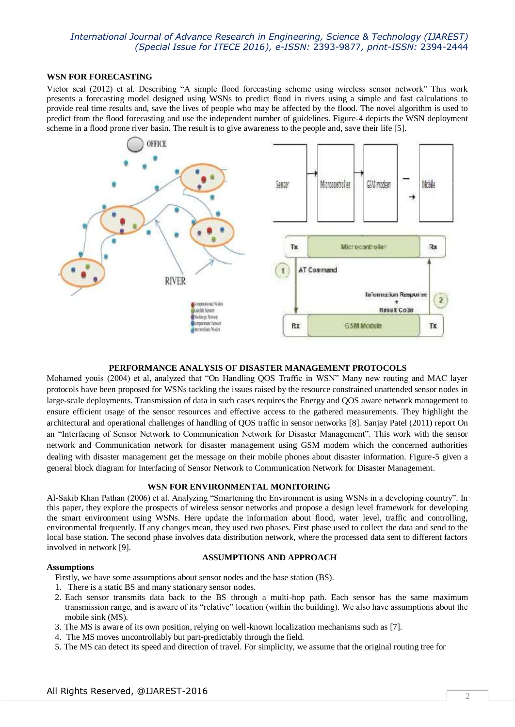## WSN FOR FORECASTING

Victor seal (2012) et al. Describing "A simple flood forecasting scheme using wireless sensor network" This work presents a forecasting model designed using WSNs to predict flood in rivers using a simple and fast calculations to provide real time results and, save the lives of people who may be affected by the flood. The novel algorithm is used to predict from the flood forecasting and use the independent number of guidelines. Figure-4 depicts the WSN deployment scheme in a flood prone river basin. The result is to give awareness to the people and, save their life [5].

## PERFORMANCE ANALYSIS OF DISASTER MANAGEMENT PROTOCOLS

Mohamed youis (2004) et al, analyzed that "On Handling QOS Traffic in WSN" Many new routing and MAC layer protocols have been proposed for WSNs tackling the issues raised by the resource constrained unattended sensor nodes in large-scale deployments. Transmission of data in such cases requires the Energy and QOS aware network management to ensure efficient usage of the sensor resources and effective access to the gathered measurements. They highlight the architectural and operational challenges of handling of QOS traffic in sensor networks [8]. Sanjay Patel (2011) report On an "Interfacing of Sensor Network to Communication Network for Disaster Management". This work with the sensor network and Communication network for disaster management using GSM modem which the concerned authorities dealing with disaster management get the message on their mobile phones about disaster information. Figure-5 given a general block diagram for Interfacing of Sensor Network to Communication Network for Disaster Management.

## WSN FOR ENVIRONMENTAL MONITORING

Al-Sakib Khan Pathan (2006) et al. Analyzing "Smartening the Environment is using WSNs in a developing country". In this paper, they explore the prospects of wireless sensor networks and propose a design level framework for developing the smart environment using WSNs. Here update the information about flood, water level, traffic and controlling, environmental frequently. If any changes mean, they used two phases. First phase used to collect the data and send to the local base station. The second phase involves data distribution network, where the processed data sent to different factors involved in network [9].

## ASSUMPTIONS AND APPROACH

### Assumptions

Firstly, we have some assumptions about sensor nodes and the base station (BS).

1. There is a static BS and many stationary sensor nodes.
2. Each sensor transmits data back to the BS through a multi-hop path. Each sensor has the same maximum transmission range, and is aware of its "relative" location (within the building). We also have assumptions about the mobile sink (MS).
3. The MS is aware of its own position, relying on well-known localization mechanisms such as [7].
4. The MS moves uncontrollably but part-predictably through the field.
5. The MS can detect its speed and direction of travel. For simplicity, we assume that the original routing tree for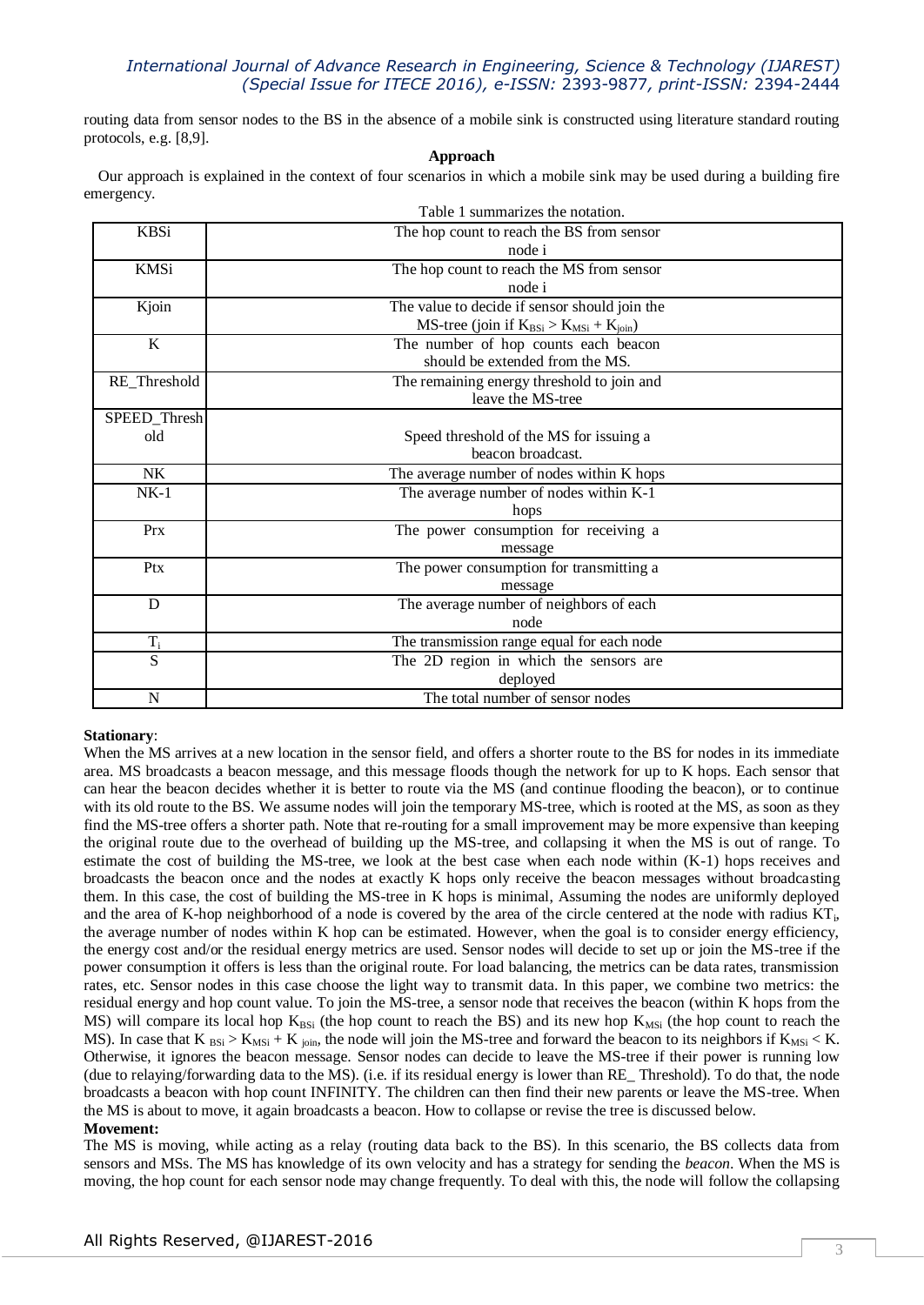routing data from sensor nodes to the BS in the absence of a mobile sink is constructed using literature standard routing protocols, e.g. [8,9].

## Approach

Our approach is explained in the context of four scenarios in which a mobile sink may be used during a building fire emergency.

Table 1 summarizes the notation.

| | |
|---|---|
| KBSi | The hop count to reach the BS from sensor node i |
| KMSi | The hop count to reach the MS from sensor node i |
| Kjoin | The value to decide if sensor should join the MS-tree (join if $K_{BSi} > K_{MSi} + K_{join}$) |
| K | The number of hop counts each beacon should be extended from the MS. |
| RE_Threshold | The remaining energy threshold to join and leave the MS-tree |
| SPEED_Threshold | Speed threshold of the MS for issuing a beacon broadcast. |
| NK | The average number of nodes within K hops |
| NK-1 | The average number of nodes within K-1 hops |
| Prx | The power consumption for receiving a message |
| Ptx | The power consumption for transmitting a message |
| D | The average number of neighbors of each node |
| $T_i$ | The transmission range equal for each node |
| S | The 2D region in which the sensors are deployed |
| N | The total number of sensor nodes |

**Stationary**:

When the MS arrives at a new location in the sensor field, and offers a shorter route to the BS for nodes in its immediate area. MS broadcasts a beacon message, and this message floods though the network for up to K hops. Each sensor that can hear the beacon decides whether it is better to route via the MS (and continue flooding the beacon), or to continue with its old route to the BS. We assume nodes will join the temporary MS-tree, which is rooted at the MS, as soon as they find the MS-tree offers a shorter path. Note that re-routing for a small improvement may be more expensive than keeping the original route due to the overhead of building up the MS-tree, and collapsing it when the MS is out of range. To estimate the cost of building the MS-tree, we look at the best case when each node within (K-1) hops receives and broadcasts the beacon once and the nodes at exactly K hops only receive the beacon messages without broadcasting them. In this case, the cost of building the MS-tree in K hops is minimal, Assuming the nodes are uniformly deployed and the area of K-hop neighborhood of a node is covered by the area of the circle centered at the node with radius $KT_i$, the average number of nodes within K hop can be estimated. However, when the goal is to consider energy efficiency, the energy cost and/or the residual energy metrics are used. Sensor nodes will decide to set up or join the MS-tree if the power consumption it offers is less than the original route. For load balancing, the metrics can be data rates, transmission rates, etc. Sensor nodes in this case choose the light way to transmit data. In this paper, we combine two metrics: the residual energy and hop count value. To join the MS-tree, a sensor node that receives the beacon (within K hops from the MS) will compare its local hop $K_{BSi}$ (the hop count to reach the BS) and its new hop $K_{MSi}$ (the hop count to reach the MS). In case that $K_{BSi} > K_{MSi} + K_{join}$, the node will join the MS-tree and forward the beacon to its neighbors if $K_{MSi} < K$. Otherwise, it ignores the beacon message. Sensor nodes can decide to leave the MS-tree if their power is running low (due to relaying/forwarding data to the MS). (i.e. if its residual energy is lower than RE_ Threshold). To do that, the node broadcasts a beacon with hop count INFINITY. The children can then find their new parents or leave the MS-tree. When the MS is about to move, it again broadcasts a beacon. How to collapse or revise the tree is discussed below.

**Movement:**

The MS is moving, while acting as a relay (routing data back to the BS). In this scenario, the BS collects data from sensors and MSs. The MS has knowledge of its own velocity and has a strategy for sending the *beacon*. When the MS is moving, the hop count for each sensor node may change frequently. To deal with this, the node will follow the collapsing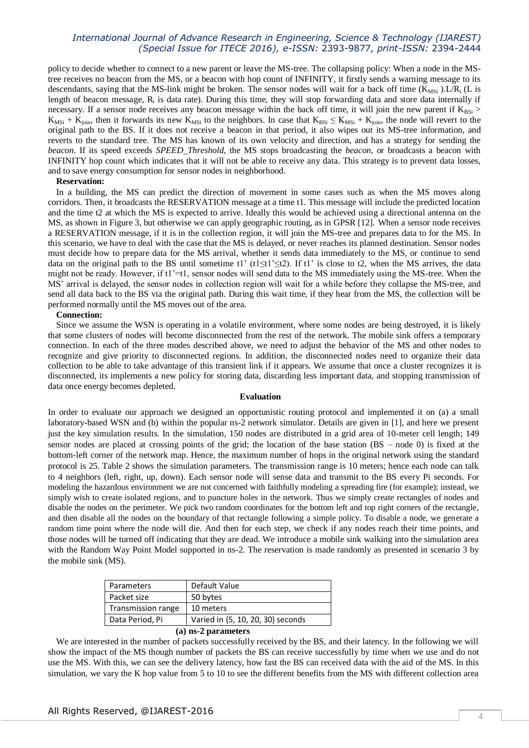policy to decide whether to connect to a new parent or leave the MS-tree. The collapsing policy: When a node in the MS-tree receives no beacon from the MS, or a beacon with hop count of INFINITY, it firstly sends a warning message to its descendants, saying that the MS-link might be broken. The sensor nodes will wait for a back off time ($K_{MSi}$ ).$L/R_i$ (L is length of beacon message, $R_i$ is data rate). During this time, they will stop forwarding data and store data internally if necessary. If a sensor node receives any beacon message within the back off time, it will join the new parent if $K_{BSi} > K_{MSi} + K_{join}$, then it forwards its new $K_{MSi}$ to the neighbors. In case that $K_{BSi} \leq K_{MSi} + K_{join}$, the node will revert to the original path to the BS. If it does not receive a beacon in that period, it also wipes out its MS-tree information, and reverts to the standard tree. The MS has known of its own velocity and direction, and has a strategy for sending the *beacon*. If its speed exceeds *SPEED_Threshold*, the MS stops broadcasting the *beacon*, or broadcasts a beacon with INFINITY hop count which indicates that it will not be able to receive any data. This strategy is to prevent data losses, and to save energy consumption for sensor nodes in neighborhood.

**Reservation:**

In a building, the MS can predict the direction of movement in some cases such as when the MS moves along corridors. Then, it broadcasts the RESERVATION message at a time t1. This message will include the predicted location and the time t2 at which the MS is expected to arrive. Ideally this would be achieved using a directional antenna on the MS, as shown in Figure 3, but otherwise we can apply geographic routing, as in GPSR [12]. When a sensor node receives a RESERVATION message, if it is in the collection region, it will join the MS-tree and prepares data to for the MS. In this scenario, we have to deal with the case that the MS is delayed, or never reaches its planned destination. Sensor nodes must decide how to prepare data for the MS arrival, whether it sends data immediately to the MS, or continue to send data on the original path to the BS until sometime t1' (t1≤t1'≤t2). If t1' is close to t2, when the MS arrives, the data might not be ready. However, if t1'=t1, sensor nodes will send data to the MS immediately using the MS-tree. When the MS' arrival is delayed, the sensor nodes in collection region will wait for a while before they collapse the MS-tree, and send all data back to the BS via the original path. During this wait time, if they hear from the MS, the collection will be performed normally until the MS moves out of the area.

**Connection:**

Since we assume the WSN is operating in a volatile environment, where some nodes are being destroyed, it is likely that some clusters of nodes will become disconnected from the rest of the network. The mobile sink offers a temporary connection. In each of the three modes described above, we need to adjust the behavior of the MS and other nodes to recognize and give priority to disconnected regions. In addition, the disconnected nodes need to organize their data collection to be able to take advantage of this transient link if it appears. We assume that once a cluster recognizes it is disconnected, its implements a new policy for storing data, discarding less important data, and stopping transmission of data once energy becomes depleted.

## Evaluation

In order to evaluate our approach we designed an opportunistic routing protocol and implemented it on (a) a small laboratory-based WSN and (b) within the popular ns-2 network simulator. Details are given in [1], and here we present just the key simulation results. In the simulation, 150 nodes are distributed in a grid area of 10-meter cell length; 149 sensor nodes are placed at crossing points of the grid; the location of the base station (BS – node 0) is fixed at the bottom-left corner of the network map. Hence, the maximum number of hops in the original network using the standard protocol is 25. Table 2 shows the simulation parameters. The transmission range is 10 meters; hence each node can talk to 4 neighbors (left, right, up, down). Each sensor node will sense data and transmit to the BS every Pi seconds. For modeling the hazardous environment we are not concerned with faithfully modeling a spreading fire (for example); instead, we simply wish to create isolated regions, and to puncture holes in the network. Thus we simply create rectangles of nodes and disable the nodes on the perimeter. We pick two random coordinates for the bottom left and top right corners of the rectangle, and then disable all the nodes on the boundary of that rectangle following a simple policy. To disable a node, we generate a random time point where the node will die. And then for each step, we check if any nodes reach their time points, and those nodes will be turned off indicating that they are dead. We introduce a mobile sink walking into the simulation area with the Random Way Point Model supported in ns-2. The reservation is made randomly as presented in scenario 3 by the mobile sink (MS).

| Parameters | Default Value |
|---|---|
| Packet size | 50 bytes |
| Transmission range | 10 meters |
| Data Period, Pi | Varied in {5, 10, 20, 30} seconds |

**(a) ns-2 parameters**

We are interested in the number of packets successfully received by the BS, and their latency. In the following we will show the impact of the MS though number of packets the BS can receive successfully by time when we use and do not use the MS. With this, we can see the delivery latency, how fast the BS can received data with the aid of the MS. In this simulation, we vary the K hop value from 5 to 10 to see the different benefits from the MS with different collection area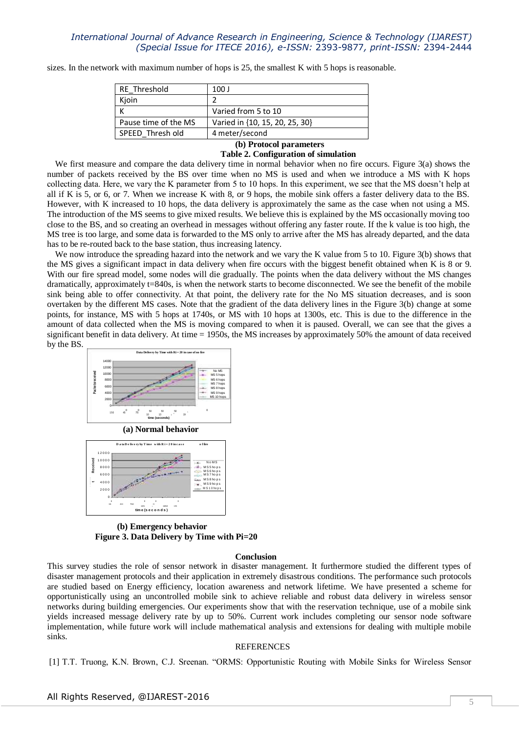sizes. In the network with maximum number of hops is 25, the smallest K with 5 hops is reasonable.

| RE_Threshold | 100 J |
|---|---|
| Kjoin | 2 |
| K | Varied from 5 to 10 |
| Pause time of the MS | Varied in {10, 15, 20, 25, 30} |
| SPEED_Thresh old | 4 meter/second |

**(b) Protocol parameters**

**Table 2. Configuration of simulation**

We first measure and compare the data delivery time in normal behavior when no fire occurs. Figure 3(a) shows the number of packets received by the BS over time when no MS is used and when we introduce a MS with K hops collecting data. Here, we vary the K parameter from 5 to 10 hops. In this experiment, we see that the MS doesn't help at all if K is 5, or 6, or 7. When we increase K with 8, or 9 hops, the mobile sink offers a faster delivery data to the BS. However, with K increased to 10 hops, the data delivery is approximately the same as the case when not using a MS. The introduction of the MS seems to give mixed results. We believe this is explained by the MS occasionally moving too close to the BS, and so creating an overhead in messages without offering any faster route. If the k value is too high, the MS tree is too large, and some data is forwarded to the MS only to arrive after the MS has already departed, and the data has to be re-routed back to the base station, thus increasing latency.

We now introduce the spreading hazard into the network and we vary the K value from 5 to 10. Figure 3(b) shows that the MS gives a significant impact in data delivery when fire occurs with the biggest benefit obtained when K is 8 or 9. With our fire spread model, some nodes will die gradually. The points when the data delivery without the MS changes dramatically, approximately t=840s, is when the network starts to become disconnected. We see the benefit of the mobile sink being able to offer connectivity. At that point, the delivery rate for the No MS situation decreases, and is soon overtaken by the different MS cases. Note that the gradient of the data delivery lines in the Figure 3(b) change at some points, for instance, MS with 5 hops at 1740s, or MS with 10 hops at 1300s, etc. This is due to the difference in the amount of data collected when the MS is moving compared to when it is paused. Overall, we can see that the gives a significant benefit in data delivery. At time = 1950s, the MS increases by approximately 50% the amount of data received by the BS.

**(a) Normal behavior**

**(b) Emergency behavior**

**Figure 3. Data Delivery by Time with Pi=20**

## Conclusion

This survey studies the role of sensor network in disaster management. It furthermore studied the different types of disaster management protocols and their application in extremely disastrous conditions. The performance such protocols are studied based on Energy efficiency, location awareness and network lifetime. We have presented a scheme for opportunistically using an uncontrolled mobile sink to achieve reliable and robust data delivery in wireless sensor networks during building emergencies. Our experiments show that with the reservation technique, use of a mobile sink yields increased message delivery rate by up to 50%. Current work includes completing our sensor node software implementation, while future work will include mathematical analysis and extensions for dealing with multiple mobile sinks.

## REFERENCES

[1] T.T. Truong, K.N. Brown, C.J. Sreenan. "ORMS: Opportunistic Routing with Mobile Sinks for Wireless Sensor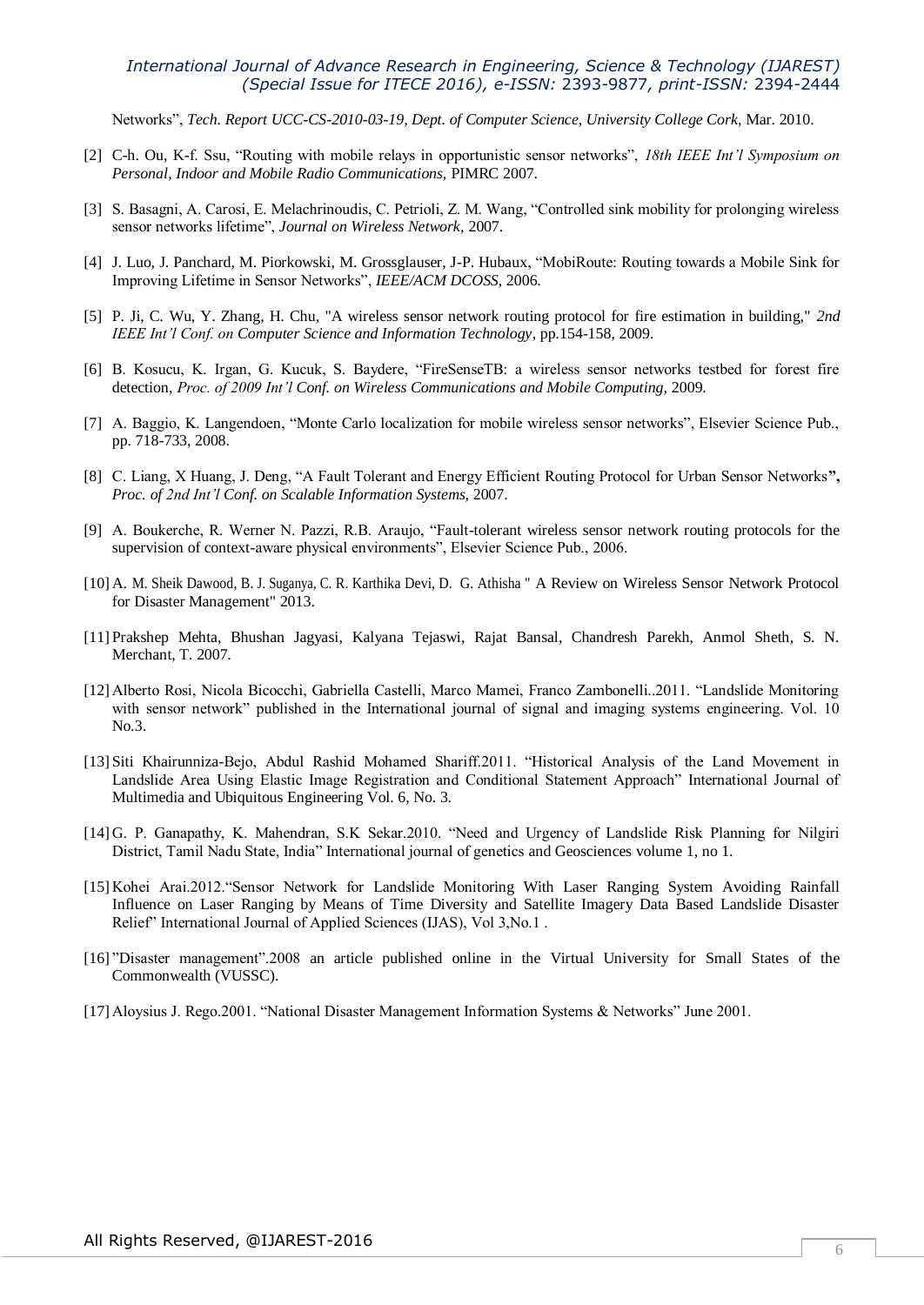Networks", *Tech. Report UCC-CS-2010-03-19, Dept. of Computer Science, University College Cork*, Mar. 2010.

[2] C-h. Ou, K-f. Ssu, "Routing with mobile relays in opportunistic sensor networks", *18th IEEE Int'l Symposium on Personal, Indoor and Mobile Radio Communications,* PIMRC 2007.

[3] S. Basagni, A. Carosi, E. Melachrinoudis, C. Petrioli, Z. M. Wang, "Controlled sink mobility for prolonging wireless sensor networks lifetime", *Journal on Wireless Network,* 2007.

[4] J. Luo, J. Panchard, M. Piorkowski, M. Grossglauser, J-P. Hubaux, "MobiRoute: Routing towards a Mobile Sink for Improving Lifetime in Sensor Networks", *IEEE/ACM DCOSS*, 2006.

[5] P. Ji, C. Wu, Y. Zhang, H. Chu, "A wireless sensor network routing protocol for fire estimation in building," *2nd IEEE Int'l Conf. on Computer Science and Information Technology*, pp.154-158, 2009.

[6] B. Kosucu, K. Irgan, G. Kucuk, S. Baydere, "FireSenseTB: a wireless sensor networks testbed for forest fire detection, *Proc. of 2009 Int'l Conf. on Wireless Communications and Mobile Computing,* 2009.

[7] A. Baggio, K. Langendoen, "Monte Carlo localization for mobile wireless sensor networks", Elsevier Science Pub., pp. 718-733, 2008.

[8] C. Liang, X Huang, J. Deng, "A Fault Tolerant and Energy Efficient Routing Protocol for Urban Sensor Networks**",** *Proc. of 2nd Int'l Conf. on Scalable Information Systems,* 2007.

[9] A. Boukerche, R. Werner N. Pazzi, R.B. Araujo, "Fault-tolerant wireless sensor network routing protocols for the supervision of context-aware physical environments", Elsevier Science Pub., 2006.

[10] A. M. Sheik Dawood, B. J. Suganya, C. R. Karthika Devi, D. G. Athisha " A Review on Wireless Sensor Network Protocol for Disaster Management" 2013.

[11] Prakshep Mehta, Bhushan Jagyasi, Kalyana Tejaswi, Rajat Bansal, Chandresh Parekh, Anmol Sheth, S. N. Merchant, T. 2007.

[12] Alberto Rosi, Nicola Bicocchi, Gabriella Castelli, Marco Mamei, Franco Zambonelli..2011. "Landslide Monitoring with sensor network" published in the International journal of signal and imaging systems engineering. Vol. 10 No.3.

[13] Siti Khairunniza-Bejo, Abdul Rashid Mohamed Shariff.2011. "Historical Analysis of the Land Movement in Landslide Area Using Elastic Image Registration and Conditional Statement Approach" International Journal of Multimedia and Ubiquitous Engineering Vol. 6, No. 3.

[14] G. P. Ganapathy, K. Mahendran, S.K Sekar.2010. "Need and Urgency of Landslide Risk Planning for Nilgiri District, Tamil Nadu State, India" International journal of genetics and Geosciences volume 1, no 1.

[15] Kohei Arai.2012."Sensor Network for Landslide Monitoring With Laser Ranging System Avoiding Rainfall Influence on Laser Ranging by Means of Time Diversity and Satellite Imagery Data Based Landslide Disaster Relief" International Journal of Applied Sciences (IJAS), Vol 3,No.1 .

[16] "Disaster management".2008 an article published online in the Virtual University for Small States of the Commonwealth (VUSSC).

[17] Aloysius J. Rego.2001. "National Disaster Management Information Systems & Networks" June 2001.